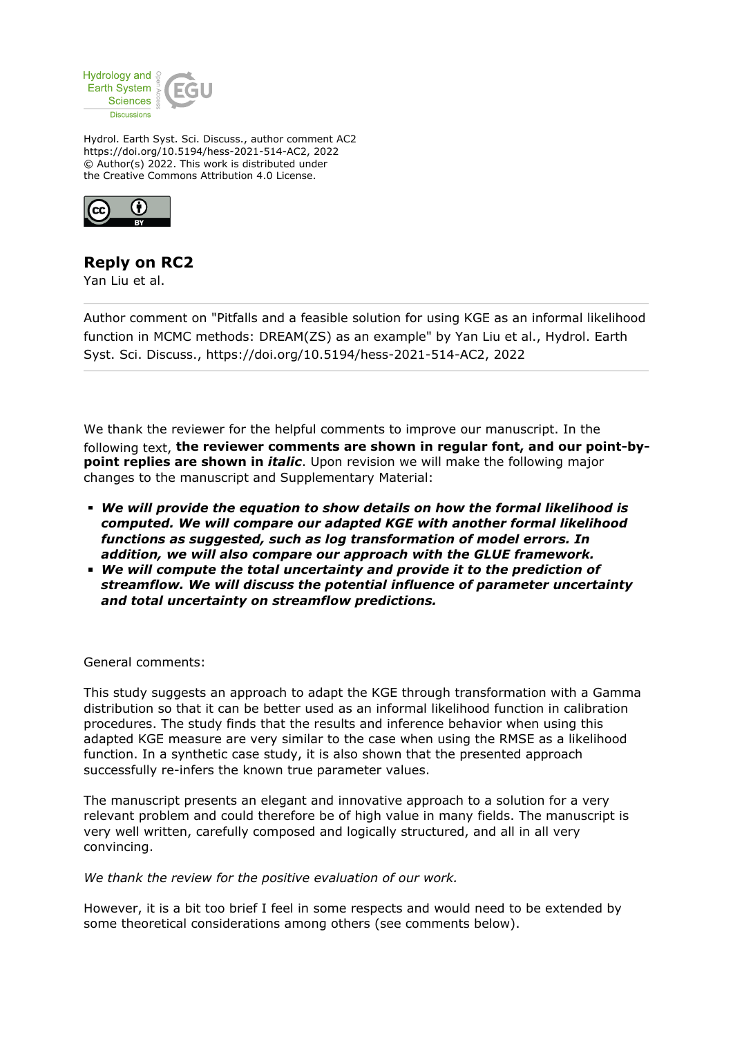Hydrol. Earth Syst. Sci. Discuss., author comment AC2
https://doi.org/10.5194/hess-2021-514-AC2, 2022
© Author(s) 2022. This work is distributed under
the Creative Commons Attribution 4.0 License.

## Reply on RC2

Yan Liu et al.

Author comment on "Pitfalls and a feasible solution for using KGE as an informal likelihood function in MCMC methods: DREAM(ZS) as an example" by Yan Liu et al., Hydrol. Earth Syst. Sci. Discuss., https://doi.org/10.5194/hess-2021-514-AC2, 2022

---

We thank the reviewer for the helpful comments to improve our manuscript. In the following text, **the reviewer comments are shown in regular font, and our point-by-point replies are shown in *italic***. Upon revision we will make the following major changes to the manuscript and Supplementary Material:

- ***We will provide the equation to show details on how the formal likelihood is computed. We will compare our adapted KGE with another formal likelihood functions as suggested, such as log transformation of model errors. In addition, we will also compare our approach with the GLUE framework.***
- ***We will compute the total uncertainty and provide it to the prediction of streamflow. We will discuss the potential influence of parameter uncertainty and total uncertainty on streamflow predictions.***

General comments:

This study suggests an approach to adapt the KGE through transformation with a Gamma distribution so that it can be better used as an informal likelihood function in calibration procedures. The study finds that the results and inference behavior when using this adapted KGE measure are very similar to the case when using the RMSE as a likelihood function. In a synthetic case study, it is also shown that the presented approach successfully re-infers the known true parameter values.

The manuscript presents an elegant and innovative approach to a solution for a very relevant problem and could therefore be of high value in many fields. The manuscript is very well written, carefully composed and logically structured, and all in all very convincing.

*We thank the review for the positive evaluation of our work.*

However, it is a bit too brief I feel in some respects and would need to be extended by some theoretical considerations among others (see comments below).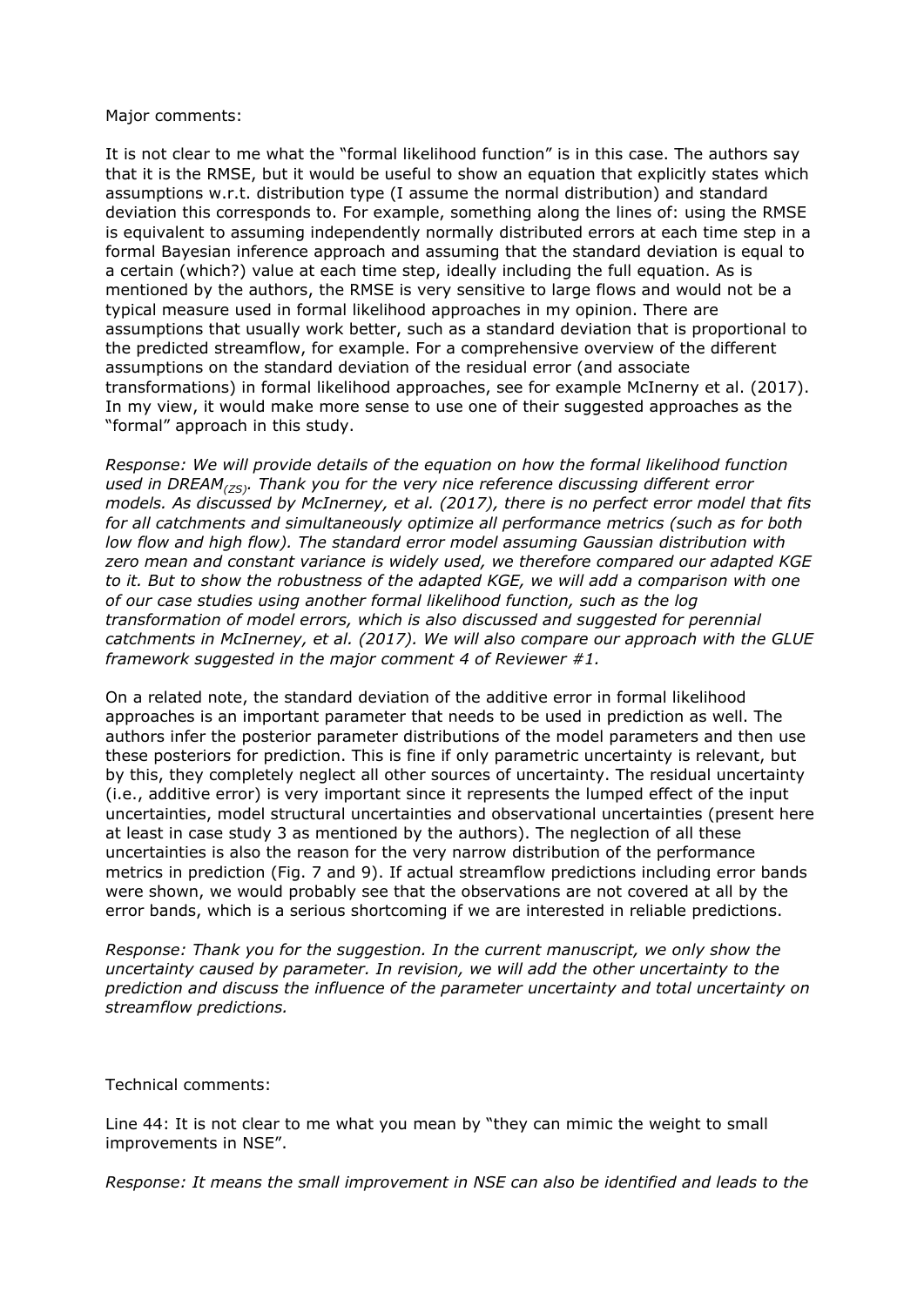Major comments:

It is not clear to me what the "formal likelihood function" is in this case. The authors say that it is the RMSE, but it would be useful to show an equation that explicitly states which assumptions w.r.t. distribution type (I assume the normal distribution) and standard deviation this corresponds to. For example, something along the lines of: using the RMSE is equivalent to assuming independently normally distributed errors at each time step in a formal Bayesian inference approach and assuming that the standard deviation is equal to a certain (which?) value at each time step, ideally including the full equation. As is mentioned by the authors, the RMSE is very sensitive to large flows and would not be a typical measure used in formal likelihood approaches in my opinion. There are assumptions that usually work better, such as a standard deviation that is proportional to the predicted streamflow, for example. For a comprehensive overview of the different assumptions on the standard deviation of the residual error (and associate transformations) in formal likelihood approaches, see for example McInerny et al. (2017). In my view, it would make more sense to use one of their suggested approaches as the "formal" approach in this study.

*Response: We will provide details of the equation on how the formal likelihood function used in $DREAM_{(ZS)}$. Thank you for the very nice reference discussing different error models. As discussed by McInerney, et al. (2017), there is no perfect error model that fits for all catchments and simultaneously optimize all performance metrics (such as for both low flow and high flow). The standard error model assuming Gaussian distribution with zero mean and constant variance is widely used, we therefore compared our adapted KGE to it. But to show the robustness of the adapted KGE, we will add a comparison with one of our case studies using another formal likelihood function, such as the log transformation of model errors, which is also discussed and suggested for perennial catchments in McInerney, et al. (2017). We will also compare our approach with the GLUE framework suggested in the major comment 4 of Reviewer #1.*

On a related note, the standard deviation of the additive error in formal likelihood approaches is an important parameter that needs to be used in prediction as well. The authors infer the posterior parameter distributions of the model parameters and then use these posteriors for prediction. This is fine if only parametric uncertainty is relevant, but by this, they completely neglect all other sources of uncertainty. The residual uncertainty (i.e., additive error) is very important since it represents the lumped effect of the input uncertainties, model structural uncertainties and observational uncertainties (present here at least in case study 3 as mentioned by the authors). The neglection of all these uncertainties is also the reason for the very narrow distribution of the performance metrics in prediction (Fig. 7 and 9). If actual streamflow predictions including error bands were shown, we would probably see that the observations are not covered at all by the error bands, which is a serious shortcoming if we are interested in reliable predictions.

*Response: Thank you for the suggestion. In the current manuscript, we only show the uncertainty caused by parameter. In revision, we will add the other uncertainty to the prediction and discuss the influence of the parameter uncertainty and total uncertainty on streamflow predictions.*

Technical comments:

Line 44: It is not clear to me what you mean by "they can mimic the weight to small improvements in NSE".

*Response: It means the small improvement in NSE can also be identified and leads to the*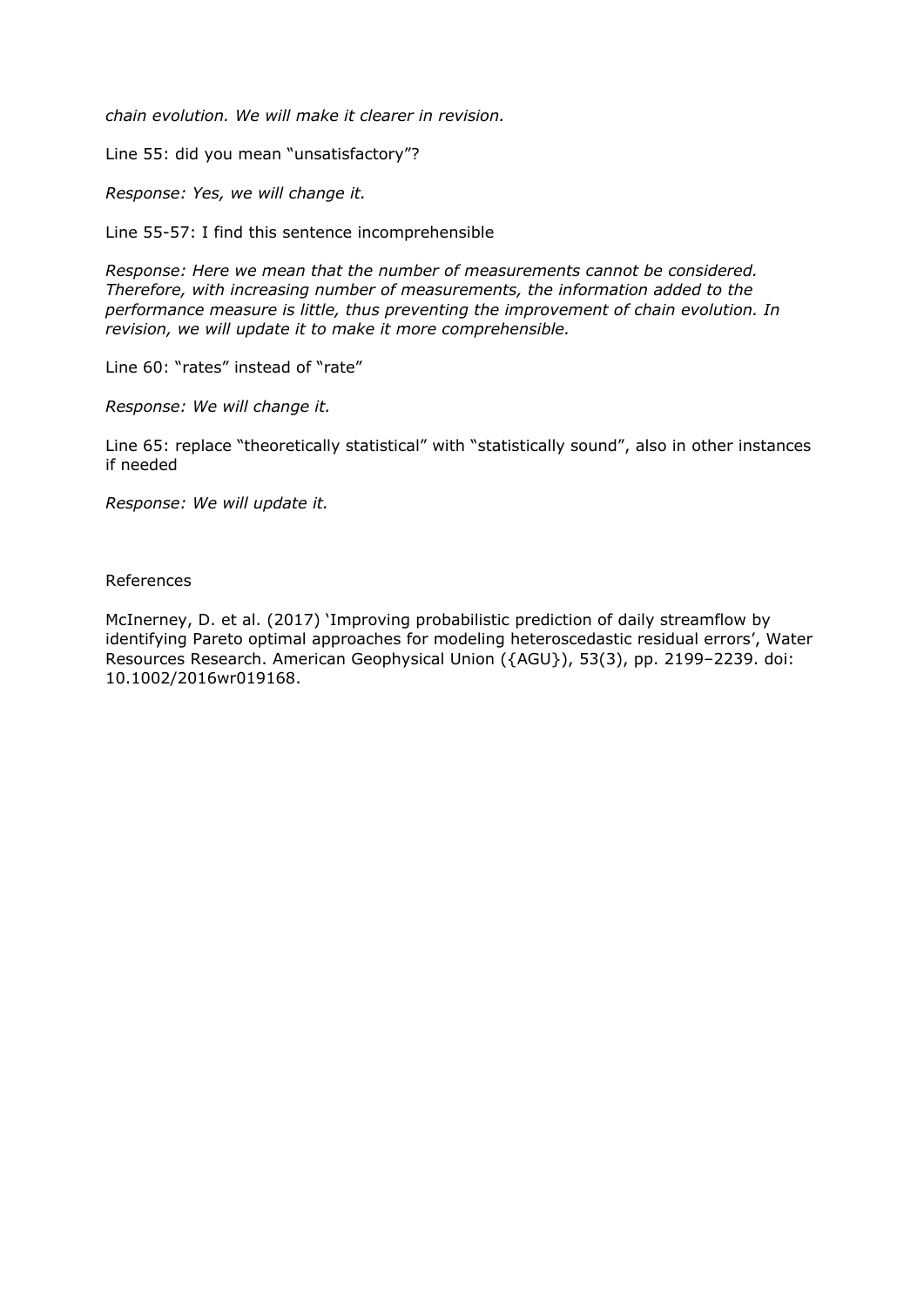*chain evolution. We will make it clearer in revision.*

Line 55: did you mean "unsatisfactory"?

*Response: Yes, we will change it.*

Line 55-57: I find this sentence incomprehensible

*Response: Here we mean that the number of measurements cannot be considered. Therefore, with increasing number of measurements, the information added to the performance measure is little, thus preventing the improvement of chain evolution. In revision, we will update it to make it more comprehensible.*

Line 60: "rates" instead of "rate"

*Response: We will change it.*

Line 65: replace "theoretically statistical" with "statistically sound", also in other instances if needed

*Response: We will update it.*

References

McInerney, D. et al. (2017) 'Improving probabilistic prediction of daily streamflow by identifying Pareto optimal approaches for modeling heteroscedastic residual errors', Water Resources Research. American Geophysical Union ({AGU}), 53(3), pp. 2199–2239. doi: 10.1002/2016wr019168.